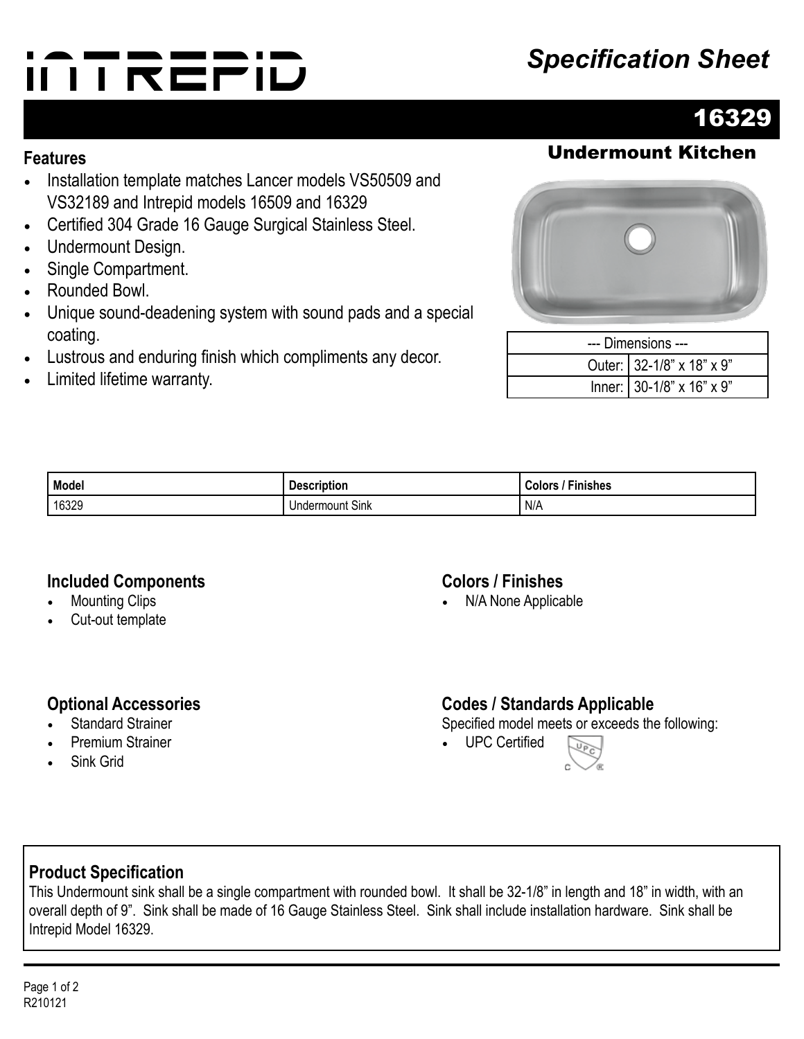# INTREPID

## *Specification Sheet*

## 16329

### Undermount Kitchen

### Features

- Installation template matches Lancer models VS50509 and VS32189 and Intrepid models 16509 and 16329
- Certified 304 Grade 16 Gauge Surgical Stainless Steel.
- Undermount Design.
- Single Compartment.
- Rounded Bowl.
- Unique sound-deadening system with sound pads and a special coating.
- Lustrous and enduring finish which compliments any decor.
- Limited lifetime warranty.

| --- Dimensions --- | |
|---|---|
| Outer: | 32-1/8” x 18” x 9” |
| Inner: | 30-1/8” x 16” x 9” |

| Model | Description | Colors / Finishes |
|---|---|---|
| 16329 | Undermount Sink | N/A |

### Included Components

- Mounting Clips
- Cut-out template

### Colors / Finishes

- N/A None Applicable

### Optional Accessories

- Standard Strainer
- Premium Strainer
- Sink Grid

### Codes / Standards Applicable

Specified model meets or exceeds the following:

- UPC Certified

### Product Specification

This Undermount sink shall be a single compartment with rounded bowl. It shall be 32-1/8” in length and 18” in width, with an overall depth of 9”. Sink shall be made of 16 Gauge Stainless Steel. Sink shall include installation hardware. Sink shall be Intrepid Model 16329.

R210121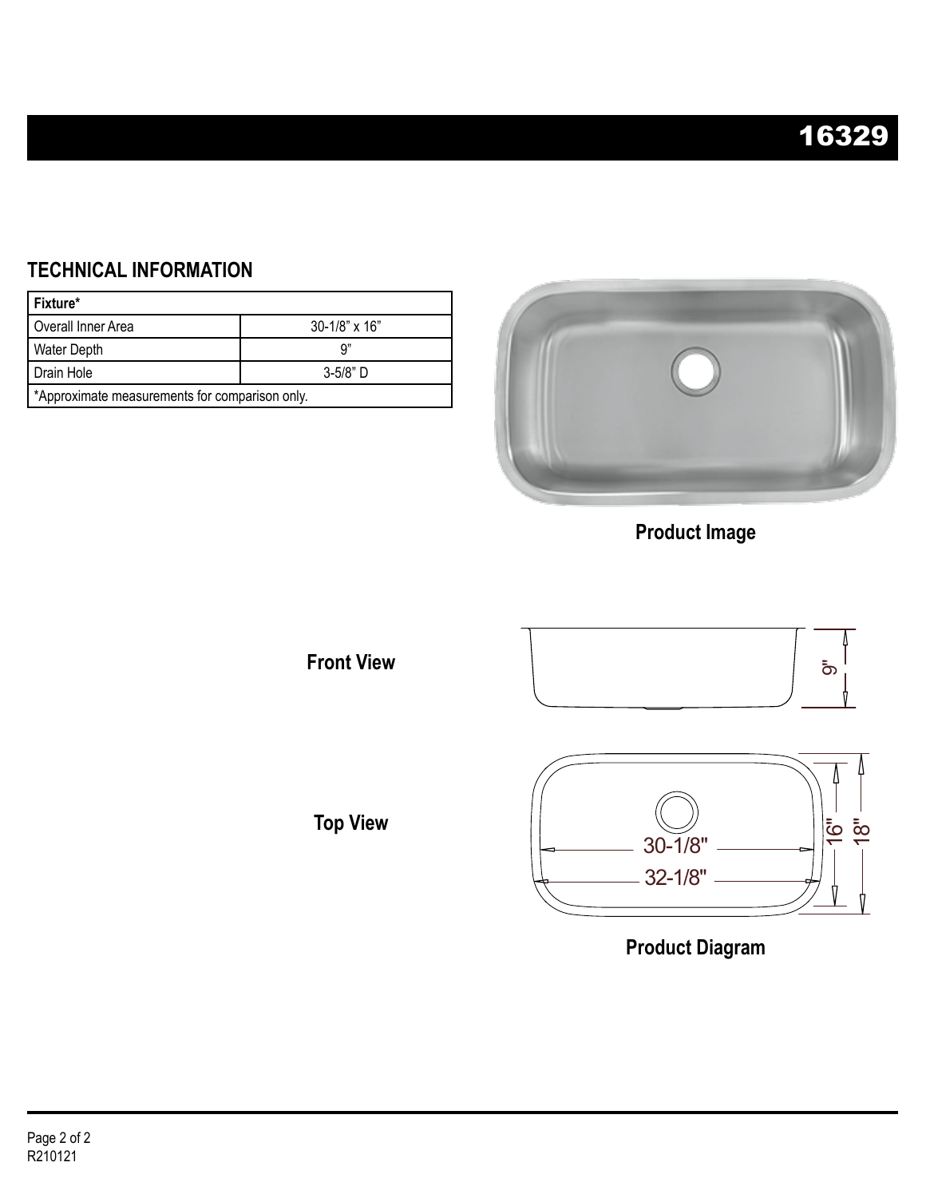# 16329

## TECHNICAL INFORMATION

| Fixture* | |
|---|---|
| Overall Inner Area | 30-1/8" x 16" |
| Water Depth | 9" |
| Drain Hole | 3-5/8" D |
| *Approximate measurements for comparison only. | |

**Product Image**

**Front View**

9"

**Top View**

30-1/8"

32-1/8"

16"

18"

**Product Diagram**

R210121